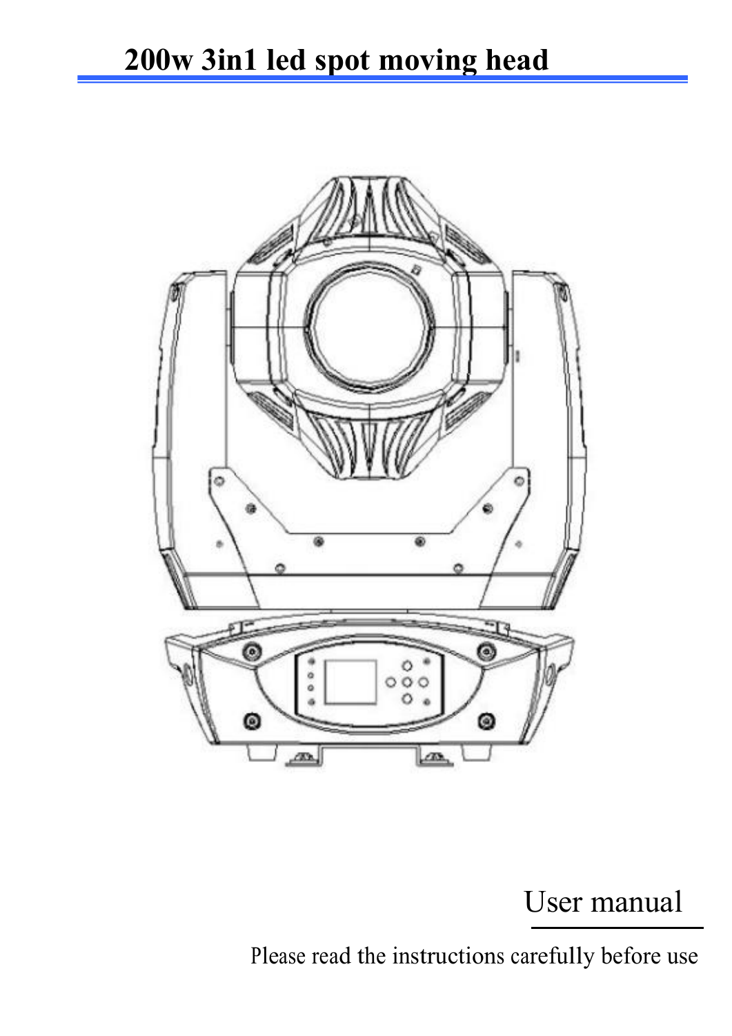# 200w 3in1 led spot moving head

User manual

Please read the instructions carefully before use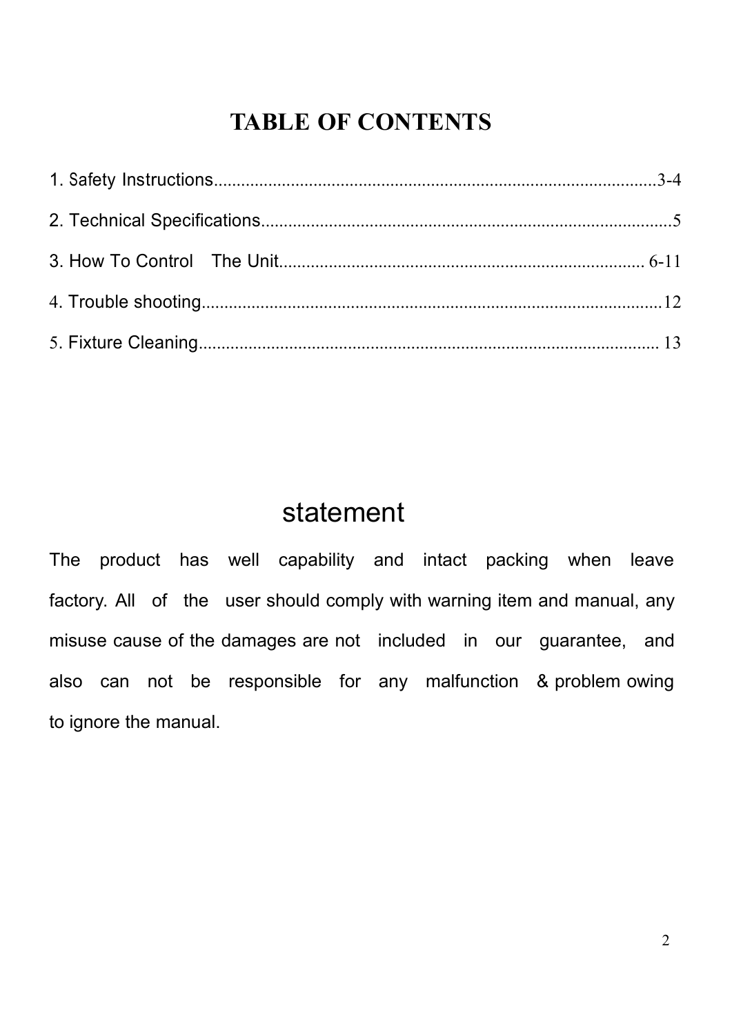# TABLE OF CONTENTS

1. Safety Instructions....................................................................................................3-4

2. Technical Specifications..........................................................................................5

3. How To Control The Unit................................................................................ 6-11

4. Trouble shooting......................................................................................................12

5. Fixture Cleaning...................................................................................................... 13

# statement

The product has well capability and intact packing when leave factory. All of the user should comply with warning item and manual, any misuse cause of the damages are not included in our guarantee, and also can not be responsible for any malfunction & problem owing to ignore the manual.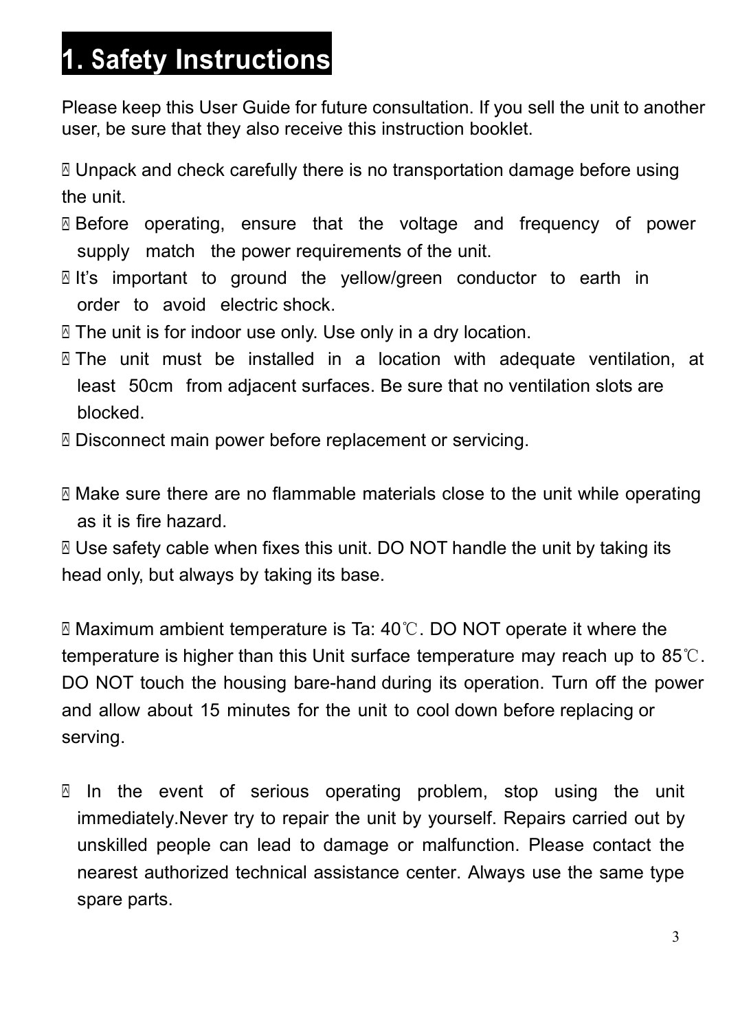# 1. Safety Instructions

Please keep this User Guide for future consultation. If you sell the unit to another user, be sure that they also receive this instruction booklet.

- Unpack and check carefully there is no transportation damage before using the unit.
- Before operating, ensure that the voltage and frequency of power supply match the power requirements of the unit.
- It's important to ground the yellow/green conductor to earth in order to avoid electric shock.
- The unit is for indoor use only. Use only in a dry location.
- The unit must be installed in a location with adequate ventilation, at least 50cm from adjacent surfaces. Be sure that no ventilation slots are blocked.
- Disconnect main power before replacement or servicing.

- Make sure there are no flammable materials close to the unit while operating as it is fire hazard.
- Use safety cable when fixes this unit. DO NOT handle the unit by taking its head only, but always by taking its base.

- Maximum ambient temperature is Ta: 40℃. DO NOT operate it where the temperature is higher than this Unit surface temperature may reach up to 85℃. DO NOT touch the housing bare-hand during its operation. Turn off the power and allow about 15 minutes for the unit to cool down before replacing or serving.

- In the event of serious operating problem, stop using the unit immediately.Never try to repair the unit by yourself. Repairs carried out by unskilled people can lead to damage or malfunction. Please contact the nearest authorized technical assistance center. Always use the same type spare parts.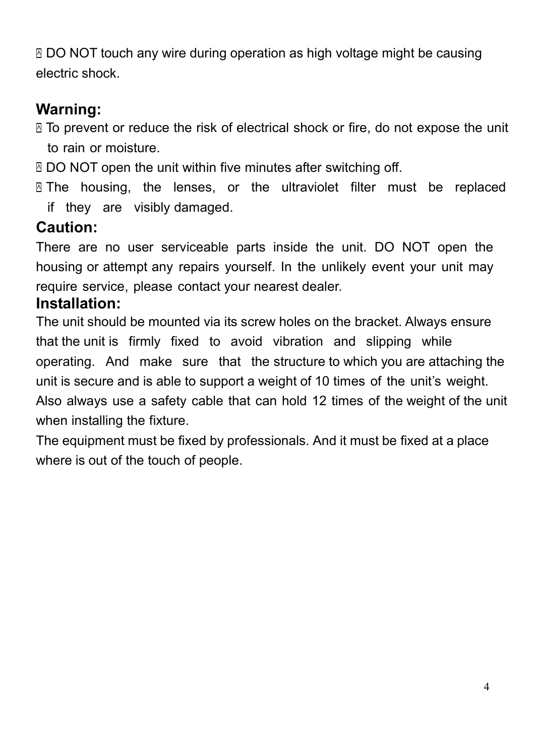- DO NOT touch any wire during operation as high voltage might be causing electric shock.

## Warning:

- To prevent or reduce the risk of electrical shock or fire, do not expose the unit to rain or moisture.
- DO NOT open the unit within five minutes after switching off.
- The housing, the lenses, or the ultraviolet filter must be replaced if they are visibly damaged.

## Caution:

There are no user serviceable parts inside the unit. DO NOT open the housing or attempt any repairs yourself. In the unlikely event your unit may require service, please contact your nearest dealer.

## Installation:

The unit should be mounted via its screw holes on the bracket. Always ensure that the unit is firmly fixed to avoid vibration and slipping while operating. And make sure that the structure to which you are attaching the unit is secure and is able to support a weight of 10 times of the unit's weight. Also always use a safety cable that can hold 12 times of the weight of the unit when installing the fixture.

The equipment must be fixed by professionals. And it must be fixed at a place where is out of the touch of people.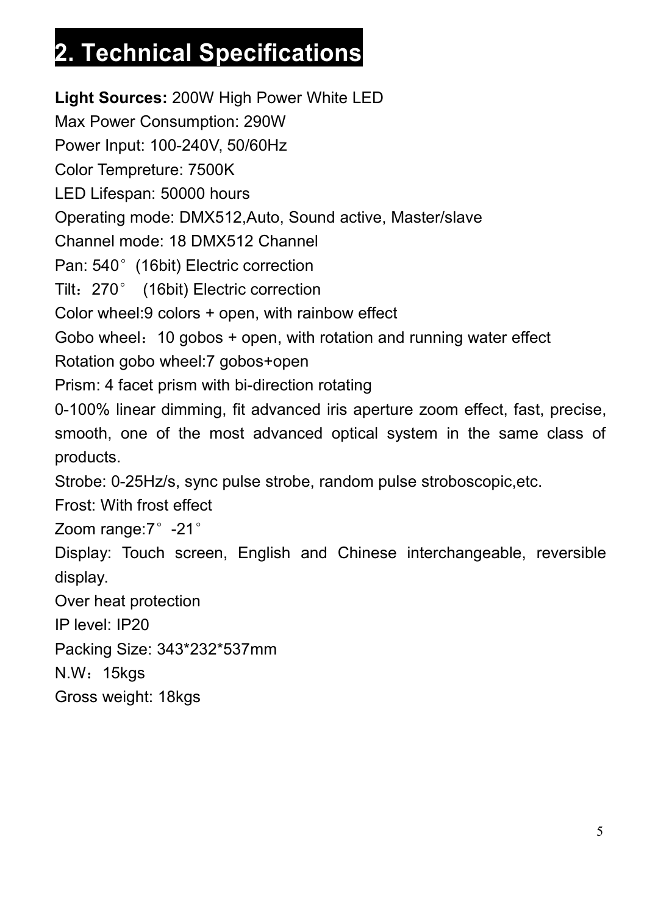# 2. Technical Specifications

**Light Sources:** 200W High Power White LED

Max Power Consumption: 290W

Power Input: 100-240V, 50/60Hz

Color Tempreture: 7500K

LED Lifespan: 50000 hours

Operating mode: DMX512,Auto, Sound active, Master/slave

Channel mode: 18 DMX512 Channel

Pan: 540° (16bit) Electric correction

Tilt：270° (16bit) Electric correction

Color wheel:9 colors + open, with rainbow effect

Gobo wheel：10 gobos + open, with rotation and running water effect

Rotation gobo wheel:7 gobos+open

Prism: 4 facet prism with bi-direction rotating

0-100% linear dimming, fit advanced iris aperture zoom effect, fast, precise, smooth, one of the most advanced optical system in the same class of products.

Strobe: 0-25Hz/s, sync pulse strobe, random pulse stroboscopic,etc.

Frost: With frost effect

Zoom range:7°-21°

Display: Touch screen, English and Chinese interchangeable, reversible display.

Over heat protection

IP level: IP20

Packing Size: 343*232*537mm

N.W：15kgs

Gross weight: 18kgs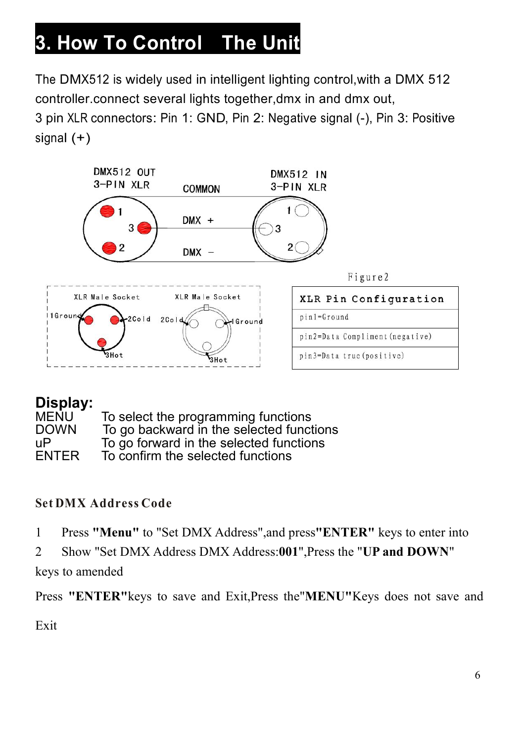## 3. How To Control The Unit

The DMX512 is widely used in intelligent lighting control,with a DMX 512 controller.connect several lights together,dmx in and dmx out,
3 pin XLR connectors: Pin 1: GND, Pin 2: Negative signal (-), Pin 3: Positive signal (+)

DMX512 OUT 3-PIN XLR — COMMON — DMX512 IN 3-PIN XLR

DMX + 

DMX −

Figure2

XLR Male Socket: 1Ground, 2Cold, 3Hot

XLR Male Socket: 2Cold, 1Ground, 3Hot

| XLR Pin Configuration |
|---|
| pin1=Ground |
| pin2=Data Compliment(negative) |
| pin3=Data true(positive) |

### Display:

MENU To select the programming functions
DOWN To go backward in the selected functions
uP To go forward in the selected functions
ENTER To confirm the selected functions

**Set DMX Address Code**

1 Press **"Menu"** to "Set DMX Address",and press**"ENTER"** keys to enter into
2 Show "Set DMX Address DMX Address:**001**",Press the "**UP and DOWN**" keys to amended

Press **"ENTER"**keys to save and Exit,Press the"**MENU"**Keys does not save and Exit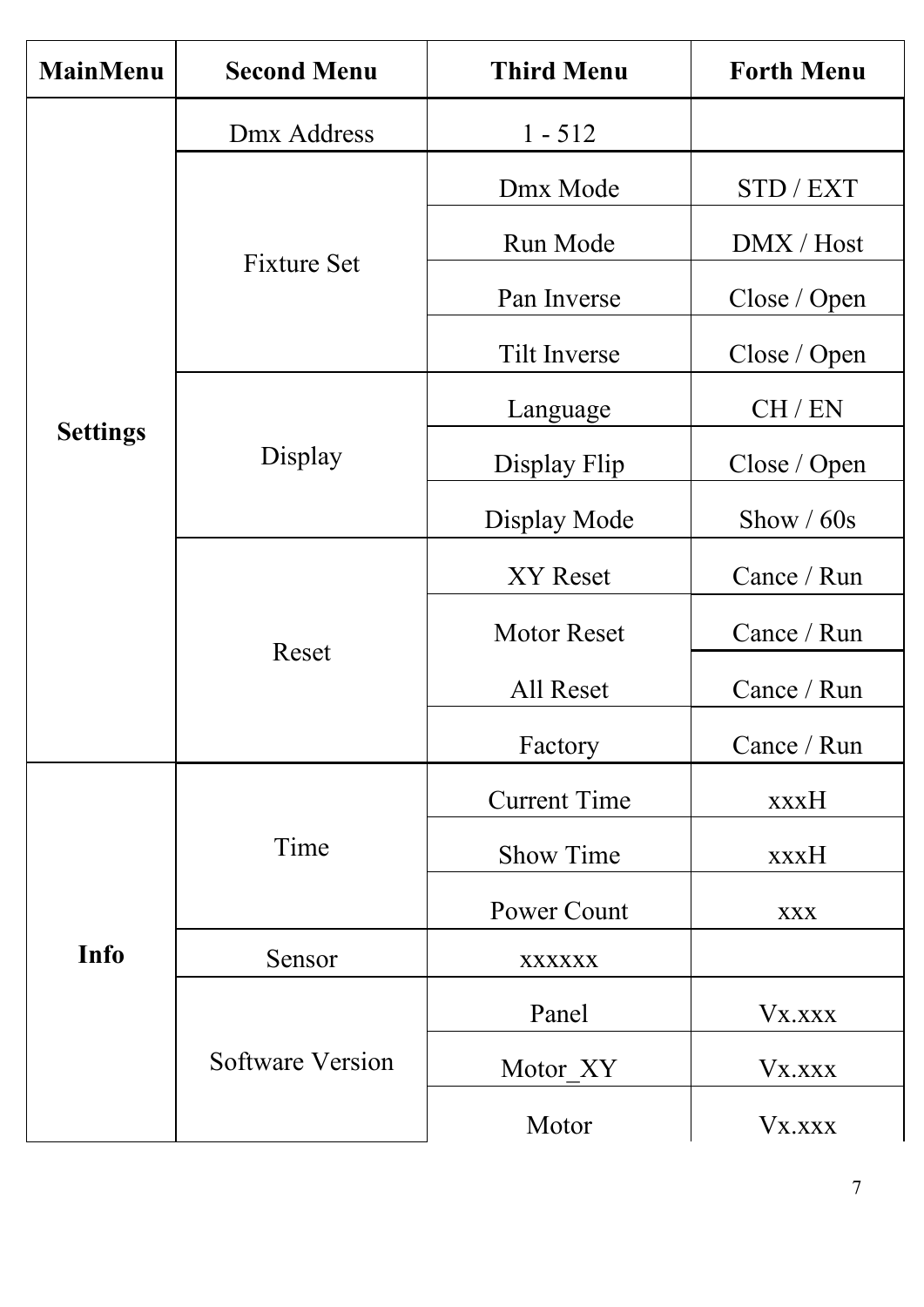| MainMenu | Second Menu | Third Menu | Forth Menu |
|---|---|---|---|
| **Settings** | Dmx Address | 1 - 512 | |
| | Fixture Set | Dmx Mode | STD / EXT |
| | | Run Mode | DMX / Host |
| | | Pan Inverse | Close / Open |
| | | Tilt Inverse | Close / Open |
| | Display | Language | CH / EN |
| | | Display Flip | Close / Open |
| | | Display Mode | Show / 60s |
| | Reset | XY Reset | Cance / Run |
| | | Motor Reset | Cance / Run |
| | | All Reset | Cance / Run |
| | | Factory | Cance / Run |
| **Info** | Time | Current Time | xxxH |
| | | Show Time | xxxH |
| | | Power Count | xxx |
| | Sensor | xxxxxx | |
| | Software Version | Panel | Vx.xxx |
| | | Motor_XY | Vx.xxx |
| | | Motor | Vx.xxx |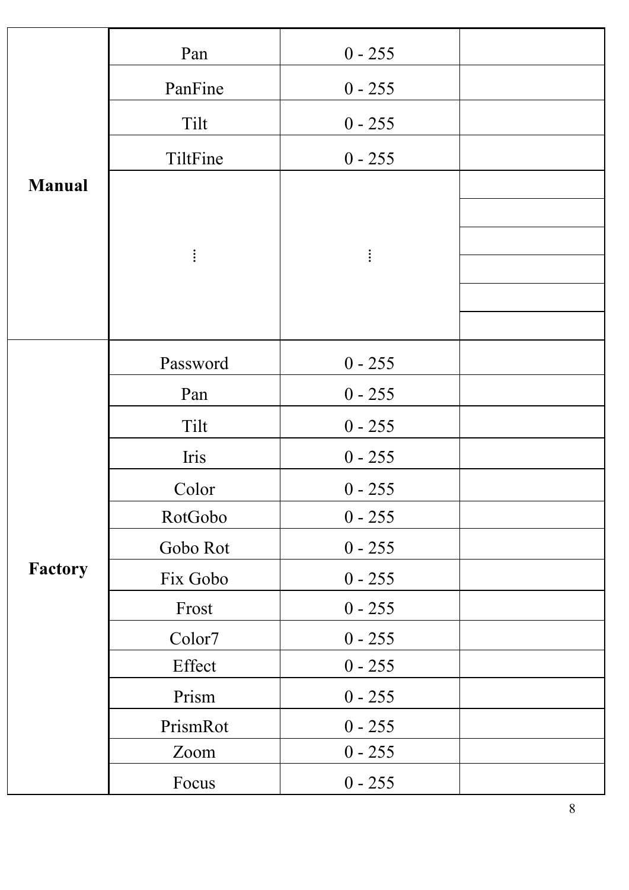| | | | |
|---|---|---|---|
| **Manual** | Pan | 0 - 255 | |
| | PanFine | 0 - 255 | |
| | Tilt | 0 - 255 | |
| | TiltFine | 0 - 255 | |
| | ⁞ | ⁞ | |
| | | | |
| | | | |
| | | | |
| | | | |
| | | | |
| **Factory** | Password | 0 - 255 | |
| | Pan | 0 - 255 | |
| | Tilt | 0 - 255 | |
| | Iris | 0 - 255 | |
| | Color | 0 - 255 | |
| | RotGobo | 0 - 255 | |
| | Gobo Rot | 0 - 255 | |
| | Fix Gobo | 0 - 255 | |
| | Frost | 0 - 255 | |
| | Color7 | 0 - 255 | |
| | Effect | 0 - 255 | |
| | Prism | 0 - 255 | |
| | PrismRot | 0 - 255 | |
| | Zoom | 0 - 255 | |
| | Focus | 0 - 255 | |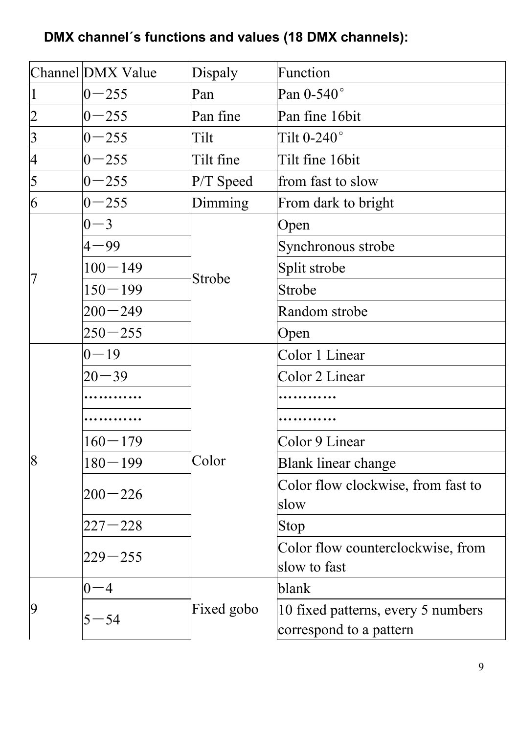**DMX channel´s functions and values (18 DMX channels):**

| Channel | DMX Value | Dispaly | Function |
|---|---|---|---|
| 1 | 0－255 | Pan | Pan 0-540° |
| 2 | 0－255 | Pan fine | Pan fine 16bit |
| 3 | 0－255 | Tilt | Tilt 0-240° |
| 4 | 0－255 | Tilt fine | Tilt fine 16bit |
| 5 | 0－255 | P/T Speed | from fast to slow |
| 6 | 0－255 | Dimming | From dark to bright |
| 7 | 0－3 | Strobe | Open |
| | 4－99 | | Synchronous strobe |
| | 100－149 | | Split strobe |
| | 150－199 | | Strobe |
| | 200－249 | | Random strobe |
| | 250－255 | | Open |
| 8 | 0－19 | Color | Color 1 Linear |
| | 20－39 | | Color 2 Linear |
| | ………… | | ………… |
| | ………… | | ………… |
| | 160－179 | | Color 9 Linear |
| | 180－199 | | Blank linear change |
| | 200－226 | | Color flow clockwise, from fast to slow |
| | 227－228 | | Stop |
| | 229－255 | | Color flow counterclockwise, from slow to fast |
| 9 | 0－4 | Fixed gobo | blank |
| | 5－54 | | 10 fixed patterns, every 5 numbers correspond to a pattern |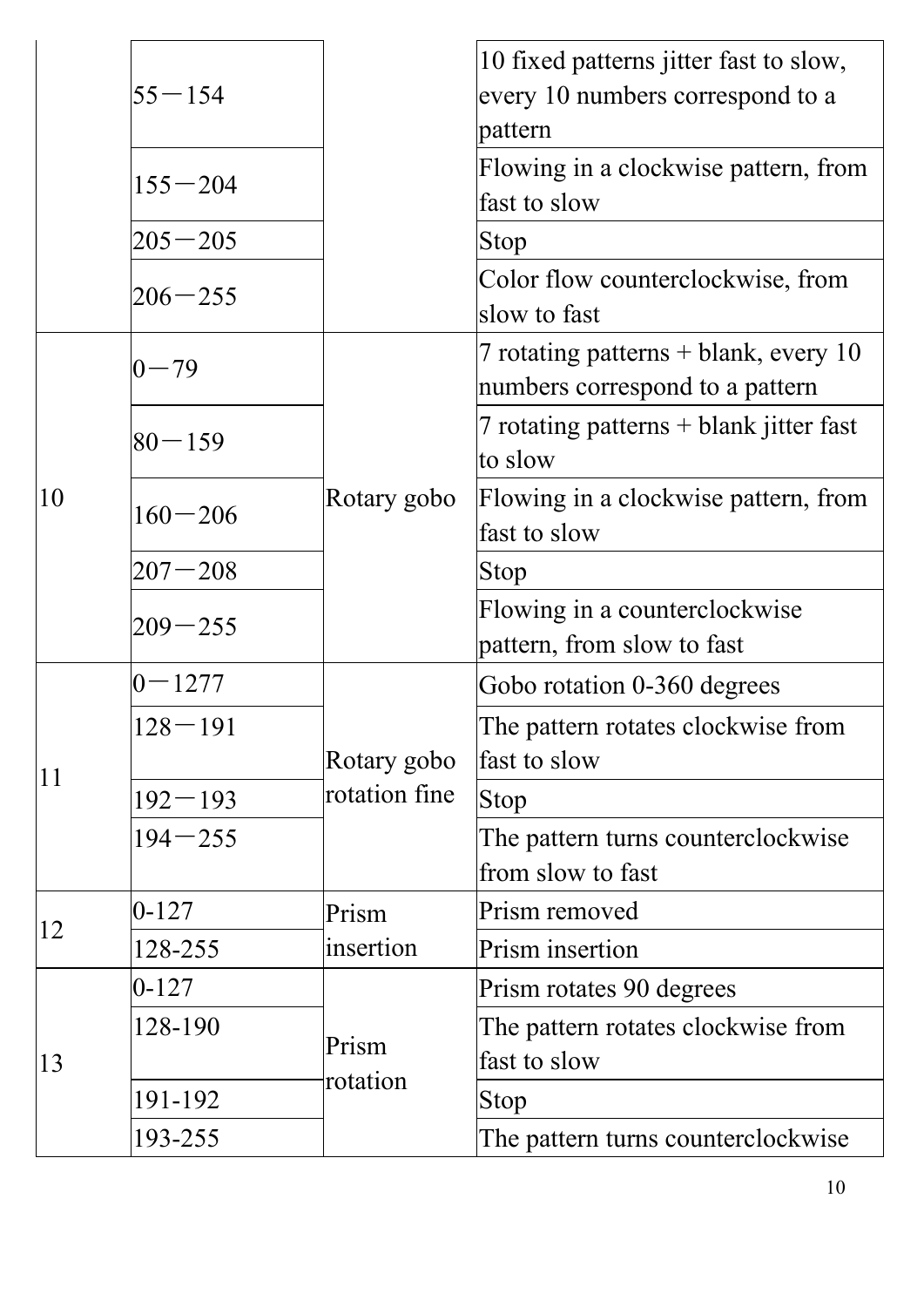| | | | |
|---|---|---|---|
| | 55－154 | | 10 fixed patterns jitter fast to slow, every 10 numbers correspond to a pattern |
| | 155－204 | | Flowing in a clockwise pattern, from fast to slow |
| | 205－205 | | Stop |
| | 206－255 | | Color flow counterclockwise, from slow to fast |
| 10 | 0－79 | Rotary gobo | 7 rotating patterns + blank, every 10 numbers correspond to a pattern |
| | 80－159 | | 7 rotating patterns + blank jitter fast to slow |
| | 160－206 | | Flowing in a clockwise pattern, from fast to slow |
| | 207－208 | | Stop |
| | 209－255 | | Flowing in a counterclockwise pattern, from slow to fast |
| 11 | 0－1277 | Rotary gobo rotation fine | Gobo rotation 0-360 degrees |
| | 128－191 | | The pattern rotates clockwise from fast to slow |
| | 192－193 | | Stop |
| | 194－255 | | The pattern turns counterclockwise from slow to fast |
| 12 | 0-127 | Prism insertion | Prism removed |
| | 128-255 | | Prism insertion |
| 13 | 0-127 | Prism rotation | Prism rotates 90 degrees |
| | 128-190 | | The pattern rotates clockwise from fast to slow |
| | 191-192 | | Stop |
| | 193-255 | | The pattern turns counterclockwise |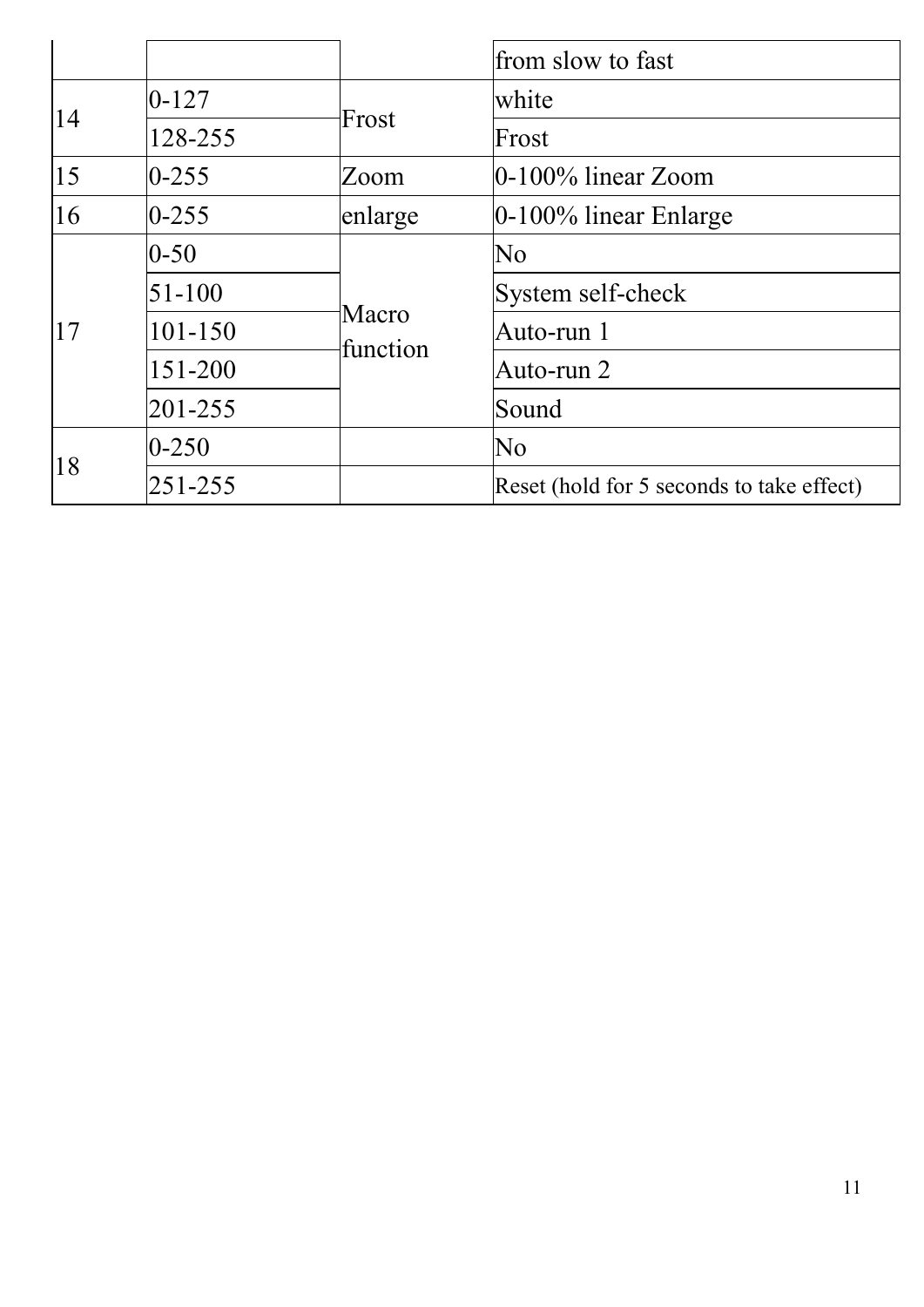| | | | from slow to fast |
|---|---|---|---|
| 14 | 0-127 | Frost | white |
| | 128-255 | | Frost |
| 15 | 0-255 | Zoom | 0-100% linear Zoom |
| 16 | 0-255 | enlarge | 0-100% linear Enlarge |
| 17 | 0-50 | Macro function | No |
| | 51-100 | | System self-check |
| | 101-150 | | Auto-run 1 |
| | 151-200 | | Auto-run 2 |
| | 201-255 | | Sound |
| 18 | 0-250 | | No |
| | 251-255 | | Reset (hold for 5 seconds to take effect) |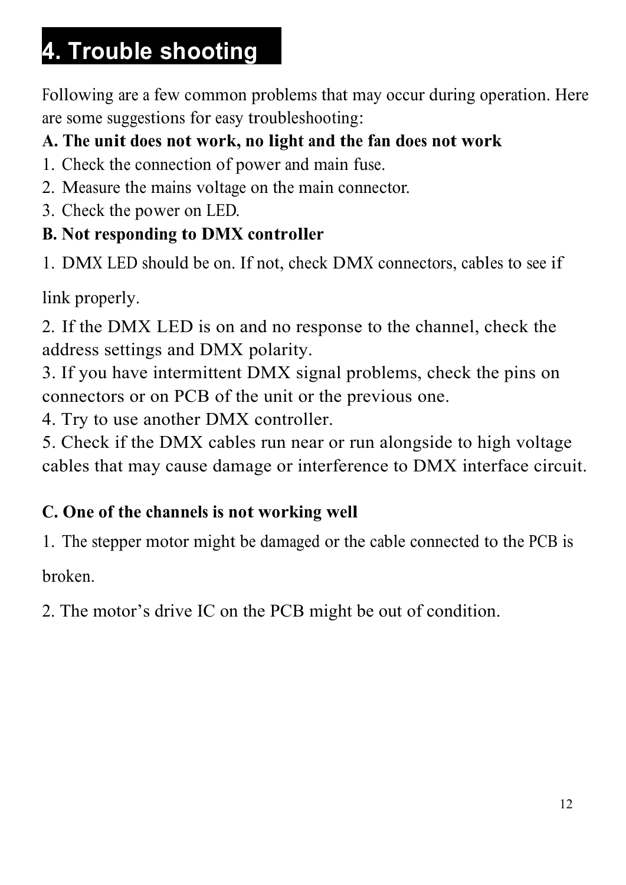# 4. Trouble shooting

Following are a few common problems that may occur during operation. Here are some suggestions for easy troubleshooting:

**A. The unit does not work, no light and the fan does not work**

1. Check the connection of power and main fuse.
2. Measure the mains voltage on the main connector.
3. Check the power on LED.

**B. Not responding to DMX controller**

1. DMX LED should be on. If not, check DMX connectors, cables to see if link properly.
2. If the DMX LED is on and no response to the channel, check the address settings and DMX polarity.
3. If you have intermittent DMX signal problems, check the pins on connectors or on PCB of the unit or the previous one.
4. Try to use another DMX controller.
5. Check if the DMX cables run near or run alongside to high voltage cables that may cause damage or interference to DMX interface circuit.

**C. One of the channels is not working well**

1. The stepper motor might be damaged or the cable connected to the PCB is broken.
2. The motor's drive IC on the PCB might be out of condition.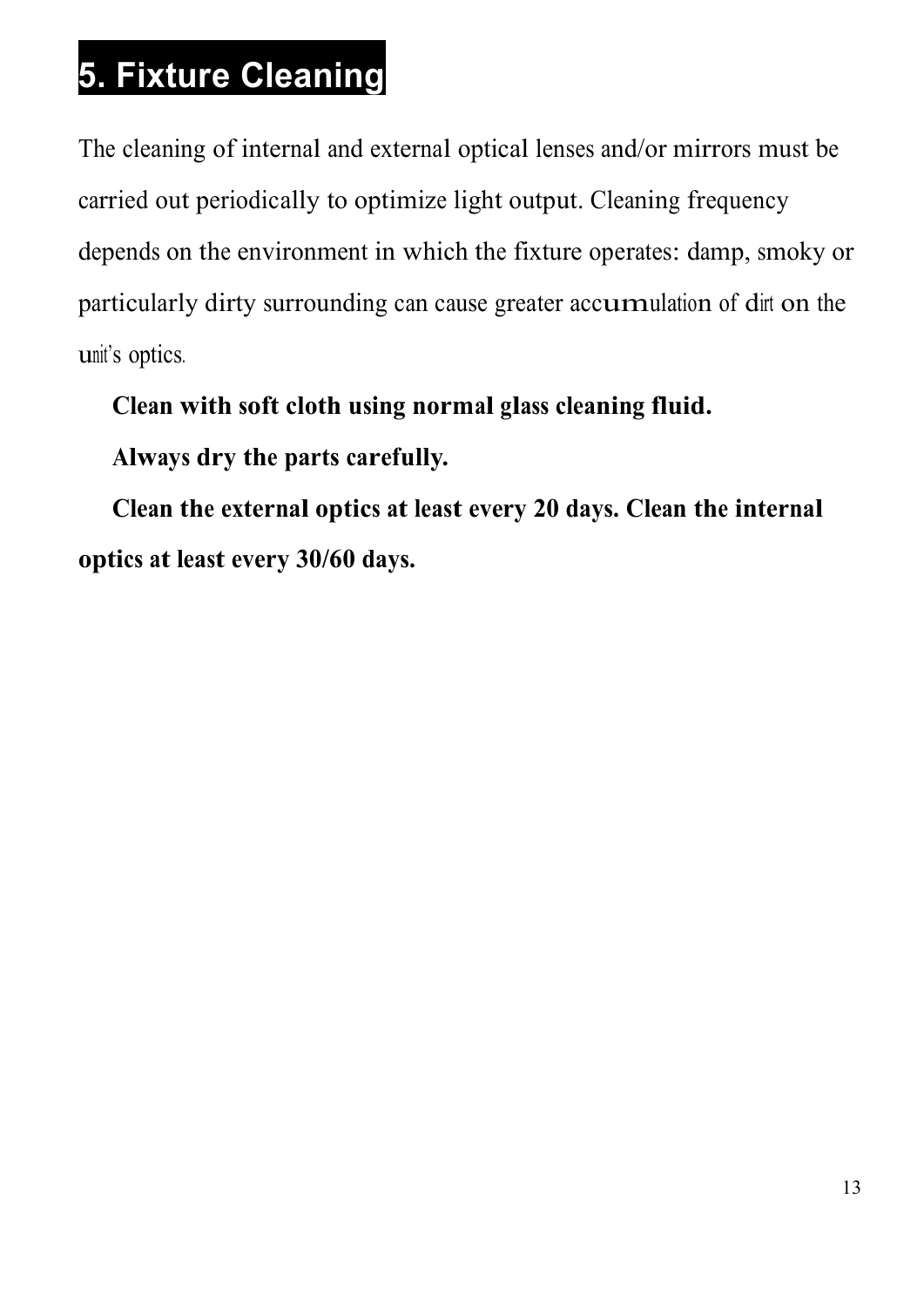# 5. Fixture Cleaning

The cleaning of internal and external optical lenses and/or mirrors must be carried out periodically to optimize light output. Cleaning frequency depends on the environment in which the fixture operates: damp, smoky or particularly dirty surrounding can cause greater accumulation of dirt on the unit's optics.

**Clean with soft cloth using normal glass cleaning fluid.**

**Always dry the parts carefully.**

**Clean the external optics at least every 20 days. Clean the internal optics at least every 30/60 days.**